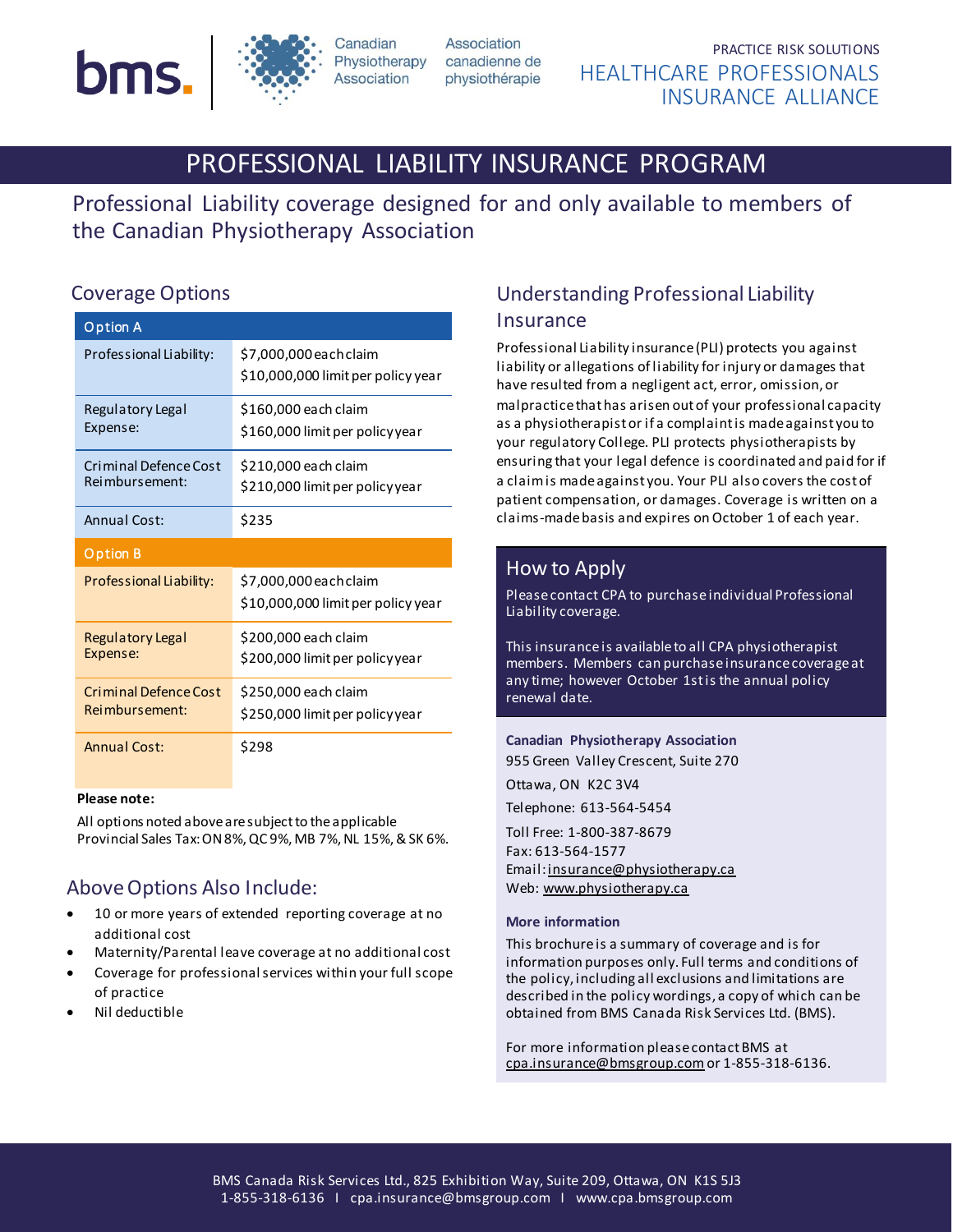bms. | Canadian Physiotherapy Association | Association canadienne de physiothérapie

PRACTICE RISK SOLUTIONS
HEALTHCARE PROFESSIONALS INSURANCE ALLIANCE

# PROFESSIONAL LIABILITY INSURANCE PROGRAM

## Professional Liability coverage designed for and only available to members of the Canadian Physiotherapy Association

### Coverage Options

| Option A | |
|---|---|
| Professional Liability: | $7,000,000 each claim<br>$10,000,000 limit per policy year |
| Regulatory Legal Expense: | $160,000 each claim<br>$160,000 limit per policy year |
| Criminal Defence Cost Reimbursement: | $210,000 each claim<br>$210,000 limit per policy year |
| Annual Cost: | $235 |

| Option B | |
|---|---|
| Professional Liability: | $7,000,000 each claim<br>$10,000,000 limit per policy year |
| Regulatory Legal Expense: | $200,000 each claim<br>$200,000 limit per policy year |
| Criminal Defence Cost Reimbursement: | $250,000 each claim<br>$250,000 limit per policy year |
| Annual Cost: | $298 |

**Please note:**

All options noted above are subject to the applicable Provincial Sales Tax: ON 8%, QC 9%, MB 7%, NL 15%, & SK 6%.

### Above Options Also Include:

- 10 or more years of extended reporting coverage at no additional cost
- Maternity/Parental leave coverage at no additional cost
- Coverage for professional services within your full scope of practice
- Nil deductible

### Understanding Professional Liability Insurance

Professional Liability insurance (PLI) protects you against liability or allegations of liability for injury or damages that have resulted from a negligent act, error, omission, or malpractice that has arisen out of your professional capacity as a physiotherapist or if a complaint is made against you to your regulatory College. PLI protects physiotherapists by ensuring that your legal defence is coordinated and paid for if a claim is made against you. Your PLI also covers the cost of patient compensation, or damages. Coverage is written on a claims-made basis and expires on October 1 of each year.

### How to Apply

Please contact CPA to purchase individual Professional Liability coverage.

This insurance is available to all CPA physiotherapist members. Members can purchase insurance coverage at any time; however October 1st is the annual policy renewal date.

**Canadian Physiotherapy Association**
955 Green Valley Crescent, Suite 270
Ottawa, ON K2C 3V4
Telephone: 613-564-5454
Toll Free: 1-800-387-8679
Fax: 613-564-1577
Email: insurance@physiotherapy.ca
Web: www.physiotherapy.ca

**More information**

This brochure is a summary of coverage and is for information purposes only. Full terms and conditions of the policy, including all exclusions and limitations are described in the policy wordings, a copy of which can be obtained from BMS Canada Risk Services Ltd. (BMS).

For more information please contact BMS at cpa.insurance@bmsgroup.com or 1-855-318-6136.

BMS Canada Risk Services Ltd., 825 Exhibition Way, Suite 209, Ottawa, ON K1S 5J3
1-855-318-6136 | cpa.insurance@bmsgroup.com | www.cpa.bmsgroup.com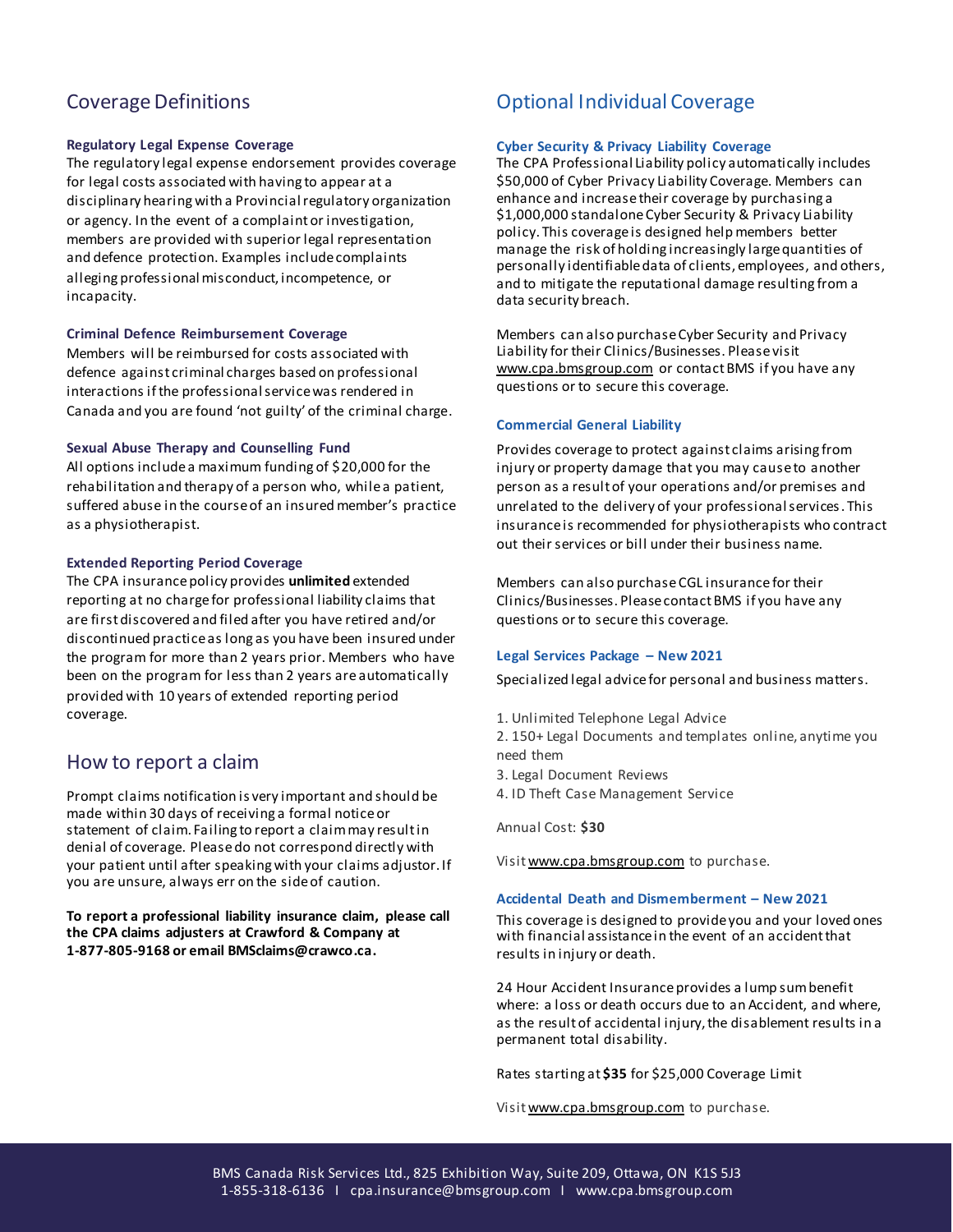## Coverage Definitions

**Regulatory Legal Expense Coverage**

The regulatory legal expense endorsement provides coverage for legal costs associated with having to appear at a disciplinary hearing with a Provincial regulatory organization or agency. In the event of a complaint or investigation, members are provided with superior legal representation and defence protection. Examples include complaints alleging professional misconduct, incompetence, or incapacity.

**Criminal Defence Reimbursement Coverage**

Members will be reimbursed for costs associated with defence against criminal charges based on professional interactions if the professional service was rendered in Canada and you are found 'not guilty' of the criminal charge.

**Sexual Abuse Therapy and Counselling Fund**

All options include a maximum funding of $20,000 for the rehabilitation and therapy of a person who, while a patient, suffered abuse in the course of an insured member's practice as a physiotherapist.

**Extended Reporting Period Coverage**

The CPA insurance policy provides **unlimited** extended reporting at no charge for professional liability claims that are first discovered and filed after you have retired and/or discontinued practice as long as you have been insured under the program for more than 2 years prior. Members who have been on the program for less than 2 years are automatically provided with 10 years of extended reporting period coverage.

## How to report a claim

Prompt claims notification is very important and should be made within 30 days of receiving a formal notice or statement of claim. Failing to report a claim may result in denial of coverage. Please do not correspond directly with your patient until after speaking with your claims adjustor. If you are unsure, always err on the side of caution.

**To report a professional liability insurance claim, please call the CPA claims adjusters at Crawford & Company at 1-877-805-9168 or email BMSclaims@crawco.ca.**

## Optional Individual Coverage

**Cyber Security & Privacy Liability Coverage**

The CPA Professional Liability policy automatically includes $50,000 of Cyber Privacy Liability Coverage. Members can enhance and increase their coverage by purchasing a $1,000,000 standalone Cyber Security & Privacy Liability policy. This coverage is designed help members better manage the risk of holding increasingly large quantities of personally identifiable data of clients, employees, and others, and to mitigate the reputational damage resulting from a data security breach.

Members can also purchase Cyber Security and Privacy Liability for their Clinics/Businesses. Please visit www.cpa.bmsgroup.com or contact BMS if you have any questions or to secure this coverage.

**Commercial General Liability**

Provides coverage to protect against claims arising from injury or property damage that you may cause to another person as a result of your operations and/or premises and unrelated to the delivery of your professional services. This insurance is recommended for physiotherapists who contract out their services or bill under their business name.

Members can also purchase CGL insurance for their Clinics/Businesses. Please contact BMS if you have any questions or to secure this coverage.

**Legal Services Package – New 2021**

Specialized legal advice for personal and business matters.

1. Unlimited Telephone Legal Advice
2. 150+ Legal Documents and templates online, anytime you need them
3. Legal Document Reviews
4. ID Theft Case Management Service

Annual Cost: **$30**

Visit www.cpa.bmsgroup.com to purchase.

**Accidental Death and Dismemberment – New 2021**

This coverage is designed to provide you and your loved ones with financial assistance in the event of an accident that results in injury or death.

24 Hour Accident Insurance provides a lump sum benefit where: a loss or death occurs due to an Accident, and where, as the result of accidental injury, the disablement results in a permanent total disability.

Rates starting at **$35** for $25,000 Coverage Limit

Visit www.cpa.bmsgroup.com to purchase.

BMS Canada Risk Services Ltd., 825 Exhibition Way, Suite 209, Ottawa, ON K1S 5J3
1-855-318-6136 I cpa.insurance@bmsgroup.com I www.cpa.bmsgroup.com